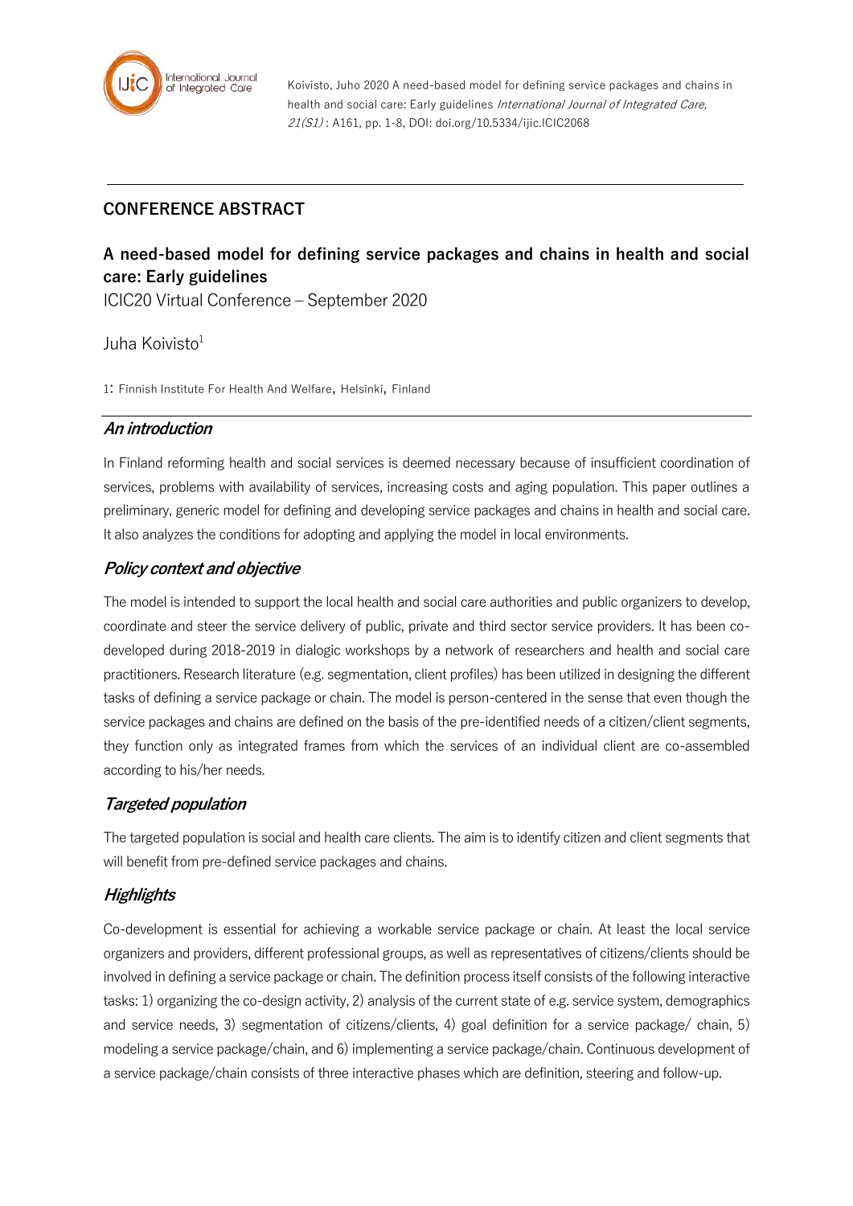Koivisto, Juho 2020 A need-based model for defining service packages and chains in health and social care: Early guidelines *International Journal of Integrated Care, 21(S1)* : A161, pp. 1-8, DOI: doi.org/10.5334/ijic.ICIC2068

## CONFERENCE ABSTRACT

# A need-based model for defining service packages and chains in health and social care: Early guidelines

ICIC20 Virtual Conference – September 2020

Juha Koivisto[1]

1: Finnish Institute For Health And Welfare, Helsinki, Finland

### *An introduction*

In Finland reforming health and social services is deemed necessary because of insufficient coordination of services, problems with availability of services, increasing costs and aging population. This paper outlines a preliminary, generic model for defining and developing service packages and chains in health and social care. It also analyzes the conditions for adopting and applying the model in local environments.

### *Policy context and objective*

The model is intended to support the local health and social care authorities and public organizers to develop, coordinate and steer the service delivery of public, private and third sector service providers. It has been co-developed during 2018-2019 in dialogic workshops by a network of researchers and health and social care practitioners. Research literature (e.g. segmentation, client profiles) has been utilized in designing the different tasks of defining a service package or chain. The model is person-centered in the sense that even though the service packages and chains are defined on the basis of the pre-identified needs of a citizen/client segments, they function only as integrated frames from which the services of an individual client are co-assembled according to his/her needs.

### *Targeted population*

The targeted population is social and health care clients. The aim is to identify citizen and client segments that will benefit from pre-defined service packages and chains.

### *Highlights*

Co-development is essential for achieving a workable service package or chain. At least the local service organizers and providers, different professional groups, as well as representatives of citizens/clients should be involved in defining a service package or chain. The definition process itself consists of the following interactive tasks: 1) organizing the co-design activity, 2) analysis of the current state of e.g. service system, demographics and service needs, 3) segmentation of citizens/clients, 4) goal definition for a service package/ chain, 5) modeling a service package/chain, and 6) implementing a service package/chain. Continuous development of a service package/chain consists of three interactive phases which are definition, steering and follow-up.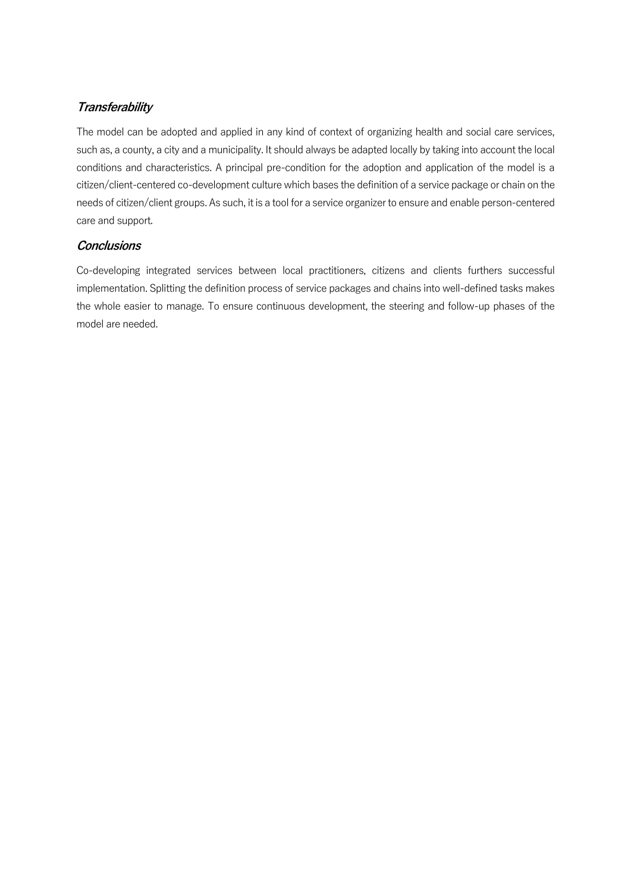### *Transferability*

The model can be adopted and applied in any kind of context of organizing health and social care services, such as, a county, a city and a municipality. It should always be adapted locally by taking into account the local conditions and characteristics. A principal pre-condition for the adoption and application of the model is a citizen/client-centered co-development culture which bases the definition of a service package or chain on the needs of citizen/client groups. As such, it is a tool for a service organizer to ensure and enable person-centered care and support.

### *Conclusions*

Co-developing integrated services between local practitioners, citizens and clients furthers successful implementation. Splitting the definition process of service packages and chains into well-defined tasks makes the whole easier to manage. To ensure continuous development, the steering and follow-up phases of the model are needed.